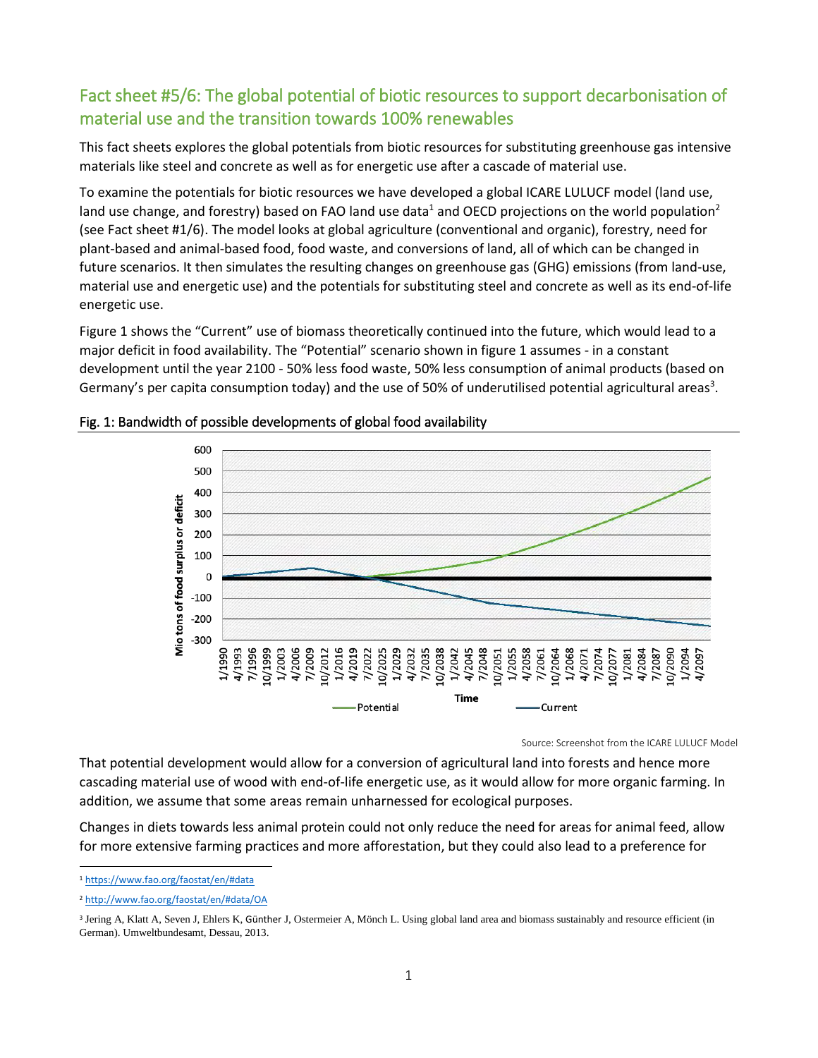## Fact sheet #5/6: The global potential of biotic resources to support decarbonisation of material use and the transition towards 100% renewables

This fact sheets explores the global potentials from biotic resources for substituting greenhouse gas intensive materials like steel and concrete as well as for energetic use after a cascade of material use.

To examine the potentials for biotic resources we have developed a global ICARE LULUCF model (land use, land use change, and forestry) based on FAO land use data[1] and OECD projections on the world population[2] (see Fact sheet #1/6). The model looks at global agriculture (conventional and organic), forestry, need for plant-based and animal-based food, food waste, and conversions of land, all of which can be changed in future scenarios. It then simulates the resulting changes on greenhouse gas (GHG) emissions (from land-use, material use and energetic use) and the potentials for substituting steel and concrete as well as its end-of-life energetic use.

Figure 1 shows the "Current" use of biomass theoretically continued into the future, which would lead to a major deficit in food availability. The "Potential" scenario shown in figure 1 assumes - in a constant development until the year 2100 - 50% less food waste, 50% less consumption of animal products (based on Germany's per capita consumption today) and the use of 50% of underutilised potential agricultural areas[3].

Fig. 1: Bandwidth of possible developments of global food availability

Source: Screenshot from the ICARE LULUCF Model

That potential development would allow for a conversion of agricultural land into forests and hence more cascading material use of wood with end-of-life energetic use, as it would allow for more organic farming. In addition, we assume that some areas remain unharnessed for ecological purposes.

Changes in diets towards less animal protein could not only reduce the need for areas for animal feed, allow for more extensive farming practices and more afforestation, but they could also lead to a preference for

[1] https://www.fao.org/faostat/en/#data

[2] http://www.fao.org/faostat/en/#data/OA

[3] Jering A, Klatt A, Seven J, Ehlers K, Günther J, Ostermeier A, Mönch L. Using global land area and biomass sustainably and resource efficient (in German). Umweltbundesamt, Dessau, 2013.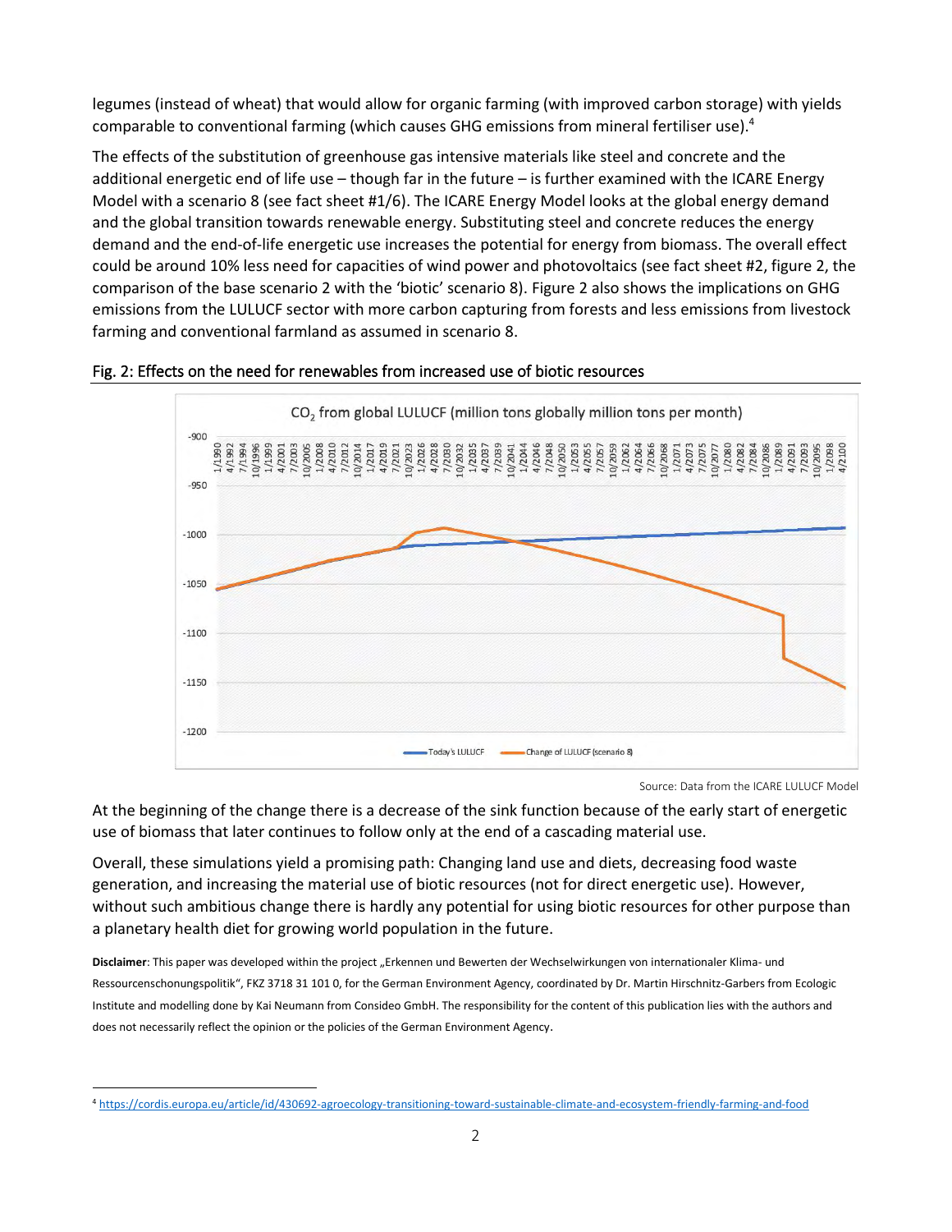legumes (instead of wheat) that would allow for organic farming (with improved carbon storage) with yields comparable to conventional farming (which causes GHG emissions from mineral fertiliser use).[4]

The effects of the substitution of greenhouse gas intensive materials like steel and concrete and the additional energetic end of life use – though far in the future – is further examined with the ICARE Energy Model with a scenario 8 (see fact sheet #1/6). The ICARE Energy Model looks at the global energy demand and the global transition towards renewable energy. Substituting steel and concrete reduces the energy demand and the end-of-life energetic use increases the potential for energy from biomass. The overall effect could be around 10% less need for capacities of wind power and photovoltaics (see fact sheet #2, figure 2, the comparison of the base scenario 2 with the 'biotic' scenario 8). Figure 2 also shows the implications on GHG emissions from the LULUCF sector with more carbon capturing from forests and less emissions from livestock farming and conventional farmland as assumed in scenario 8.

Fig. 2: Effects on the need for renewables from increased use of biotic resources

$CO_2$ from global LULUCF (million tons globally million tons per month)

-900
-950
-1000
-1050
-1100
-1150
-1200

1/1990, 4/1992, 7/1994, 10/1996, 1/1999, 4/2001, 7/2003, 10/2005, 1/2008, 4/2010, 7/2012, 10/2014, 1/2017, 4/2019, 7/2021, 10/2023, 1/2026, 4/2028, 7/2030, 10/2032, 1/2035, 4/2037, 7/2039, 10/2041, 1/2044, 4/2046, 7/2048, 10/2050, 1/2053, 4/2055, 7/2057, 10/2059, 1/2062, 4/2064, 7/2066, 10/2068, 1/2071, 4/2073, 7/2075, 10/2077, 1/2080, 4/2082, 7/2084, 10/2086, 1/2089, 4/2091, 7/2093, 10/2095, 1/2098, 4/2100

Today's LULUCF
Change of LULUCF (scenario 8)

Source: Data from the ICARE LULUCF Model

At the beginning of the change there is a decrease of the sink function because of the early start of energetic use of biomass that later continues to follow only at the end of a cascading material use.

Overall, these simulations yield a promising path: Changing land use and diets, decreasing food waste generation, and increasing the material use of biotic resources (not for direct energetic use). However, without such ambitious change there is hardly any potential for using biotic resources for other purpose than a planetary health diet for growing world population in the future.

**Disclaimer**: This paper was developed within the project „Erkennen und Bewerten der Wechselwirkungen von internationaler Klima- und Ressourcenschonungspolitik", FKZ 3718 31 101 0, for the German Environment Agency, coordinated by Dr. Martin Hirschnitz-Garbers from Ecologic Institute and modelling done by Kai Neumann from Consideo GmbH. The responsibility for the content of this publication lies with the authors and does not necessarily reflect the opinion or the policies of the German Environment Agency.

[4] https://cordis.europa.eu/article/id/430692-agroecology-transitioning-toward-sustainable-climate-and-ecosystem-friendly-farming-and-food